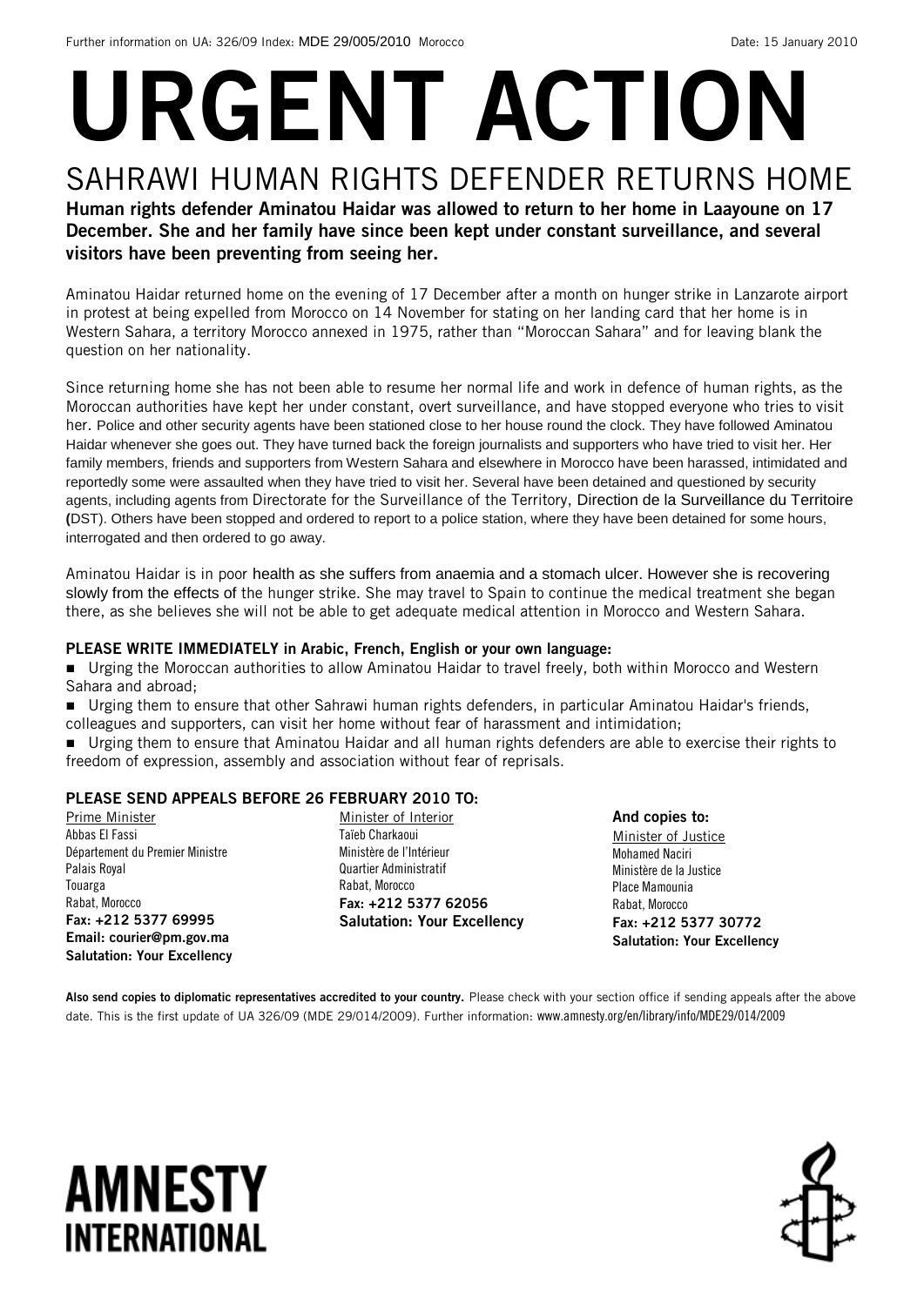Further information on UA: 326/09 Index: MDE 29/005/2010 Morocco Date: 15 January 2010

# URGENT ACTION

## SAHRAWI HUMAN RIGHTS DEFENDER RETURNS HOME

**Human rights defender Aminatou Haidar was allowed to return to her home in Laayoune on 17 December. She and her family have since been kept under constant surveillance, and several visitors have been preventing from seeing her.**

Aminatou Haidar returned home on the evening of 17 December after a month on hunger strike in Lanzarote airport in protest at being expelled from Morocco on 14 November for stating on her landing card that her home is in Western Sahara, a territory Morocco annexed in 1975, rather than "Moroccan Sahara" and for leaving blank the question on her nationality.

Since returning home she has not been able to resume her normal life and work in defence of human rights, as the Moroccan authorities have kept her under constant, overt surveillance, and have stopped everyone who tries to visit her. Police and other security agents have been stationed close to her house round the clock. They have followed Aminatou Haidar whenever she goes out. They have turned back the foreign journalists and supporters who have tried to visit her. Her family members, friends and supporters from Western Sahara and elsewhere in Morocco have been harassed, intimidated and reportedly some were assaulted when they have tried to visit her. Several have been detained and questioned by security agents, including agents from Directorate for the Surveillance of the Territory, Direction de la Surveillance du Territoire (DST). Others have been stopped and ordered to report to a police station, where they have been detained for some hours, interrogated and then ordered to go away.

Aminatou Haidar is in poor health as she suffers from anaemia and a stomach ulcer. However she is recovering slowly from the effects of the hunger strike. She may travel to Spain to continue the medical treatment she began there, as she believes she will not be able to get adequate medical attention in Morocco and Western Sahara.

**PLEASE WRITE IMMEDIATELY in Arabic, French, English or your own language:**

- Urging the Moroccan authorities to allow Aminatou Haidar to travel freely, both within Morocco and Western Sahara and abroad;
- Urging them to ensure that other Sahrawi human rights defenders, in particular Aminatou Haidar's friends, colleagues and supporters, can visit her home without fear of harassment and intimidation;
- Urging them to ensure that Aminatou Haidar and all human rights defenders are able to exercise their rights to freedom of expression, assembly and association without fear of reprisals.

**PLEASE SEND APPEALS BEFORE 26 FEBRUARY 2010 TO:**

Prime Minister
Abbas El Fassi
Département du Premier Ministre
Palais Royal
Touarga
Rabat, Morocco
**Fax: +212 5377 69995**
**Email: courier@pm.gov.ma**
**Salutation: Your Excellency**

Minister of Interior
Taïeb Charkaoui
Ministère de l'Intérieur
Quartier Administratif
Rabat, Morocco
**Fax: +212 5377 62056**
**Salutation: Your Excellency**

**And copies to:**
Minister of Justice
Mohamed Naciri
Ministère de la Justice
Place Mamounia
Rabat, Morocco
**Fax: +212 5377 30772**
**Salutation: Your Excellency**

**Also send copies to diplomatic representatives accredited to your country.** Please check with your section office if sending appeals after the above date. This is the first update of UA 326/09 (MDE 29/014/2009). Further information: www.amnesty.org/en/library/info/MDE29/014/2009

AMNESTY INTERNATIONAL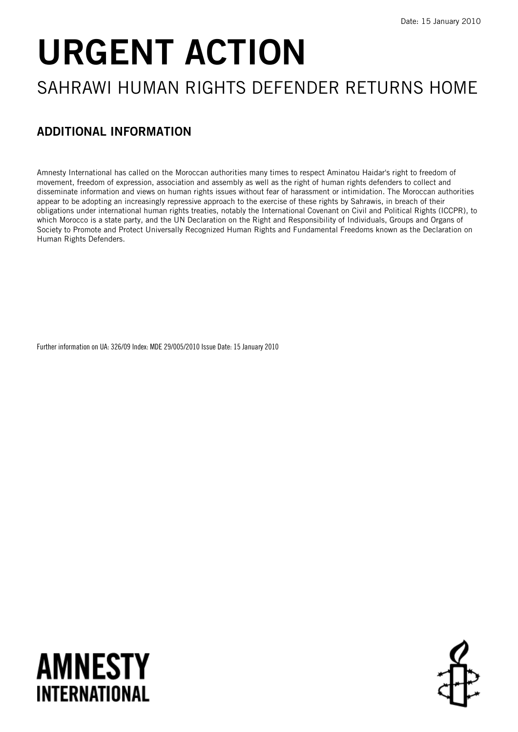Date: 15 January 2010

# URGENT ACTION

## SAHRAWI HUMAN RIGHTS DEFENDER RETURNS HOME

### ADDITIONAL INFORMATION

Amnesty International has called on the Moroccan authorities many times to respect Aminatou Haidar's right to freedom of movement, freedom of expression, association and assembly as well as the right of human rights defenders to collect and disseminate information and views on human rights issues without fear of harassment or intimidation. The Moroccan authorities appear to be adopting an increasingly repressive approach to the exercise of these rights by Sahrawis, in breach of their obligations under international human rights treaties, notably the International Covenant on Civil and Political Rights (ICCPR), to which Morocco is a state party, and the UN Declaration on the Right and Responsibility of Individuals, Groups and Organs of Society to Promote and Protect Universally Recognized Human Rights and Fundamental Freedoms known as the Declaration on Human Rights Defenders.

Further information on UA: 326/09 Index: MDE 29/005/2010 Issue Date: 15 January 2010

AMNESTY INTERNATIONAL